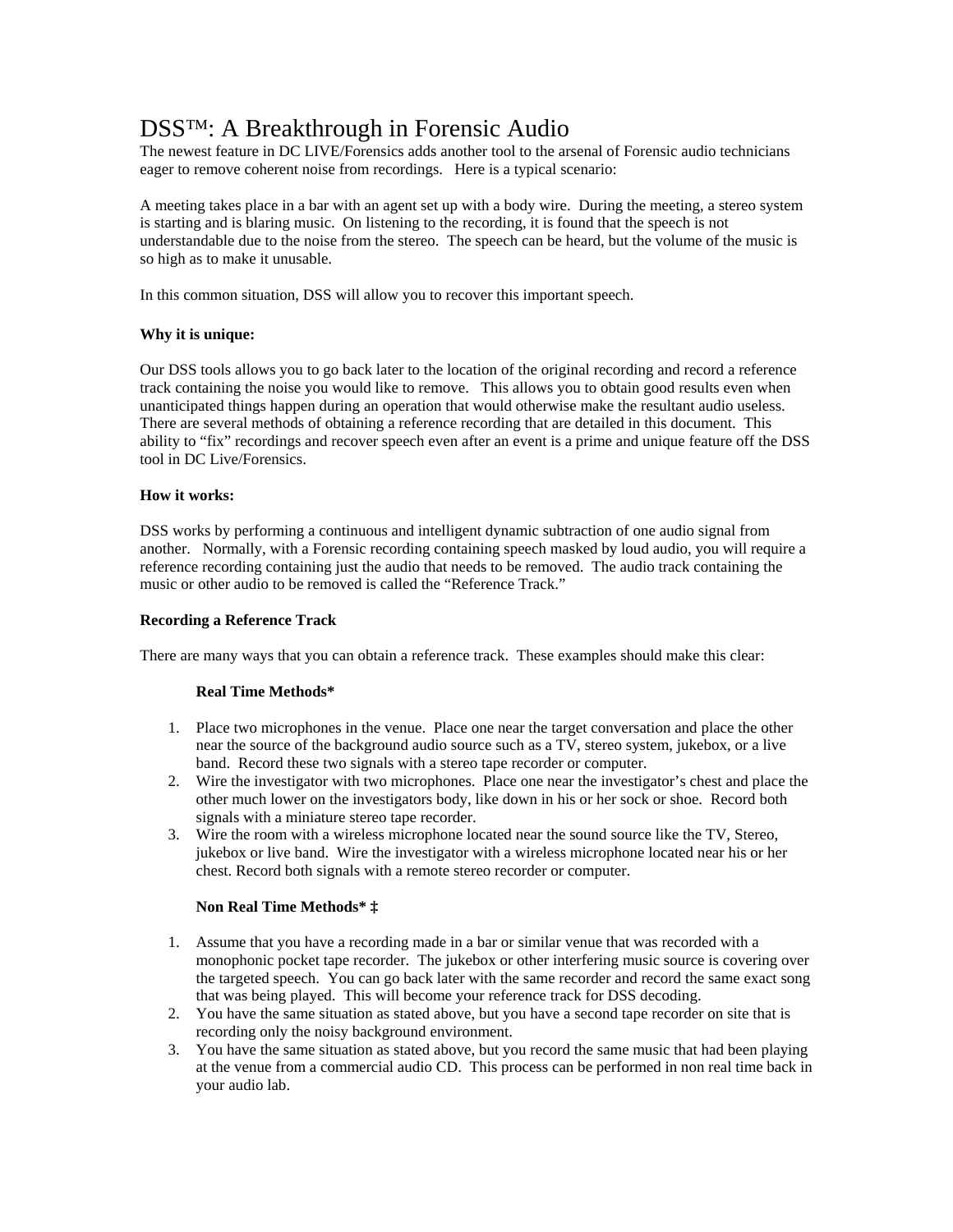# DSS™: A Breakthrough in Forensic Audio

The newest feature in DC LIVE/Forensics adds another tool to the arsenal of Forensic audio technicians eager to remove coherent noise from recordings. Here is a typical scenario:

A meeting takes place in a bar with an agent set up with a body wire. During the meeting, a stereo system is starting and is blaring music. On listening to the recording, it is found that the speech is not understandable due to the noise from the stereo. The speech can be heard, but the volume of the music is so high as to make it unusable.

In this common situation, DSS will allow you to recover this important speech.

**Why it is unique:**

Our DSS tools allows you to go back later to the location of the original recording and record a reference track containing the noise you would like to remove. This allows you to obtain good results even when unanticipated things happen during an operation that would otherwise make the resultant audio useless. There are several methods of obtaining a reference recording that are detailed in this document. This ability to "fix" recordings and recover speech even after an event is a prime and unique feature off the DSS tool in DC Live/Forensics.

**How it works:**

DSS works by performing a continuous and intelligent dynamic subtraction of one audio signal from another. Normally, with a Forensic recording containing speech masked by loud audio, you will require a reference recording containing just the audio that needs to be removed. The audio track containing the music or other audio to be removed is called the "Reference Track."

**Recording a Reference Track**

There are many ways that you can obtain a reference track. These examples should make this clear:

**Real Time Methods***

1. Place two microphones in the venue. Place one near the target conversation and place the other near the source of the background audio source such as a TV, stereo system, jukebox, or a live band. Record these two signals with a stereo tape recorder or computer.
2. Wire the investigator with two microphones. Place one near the investigator's chest and place the other much lower on the investigators body, like down in his or her sock or shoe. Record both signals with a miniature stereo tape recorder.
3. Wire the room with a wireless microphone located near the sound source like the TV, Stereo, jukebox or live band. Wire the investigator with a wireless microphone located near his or her chest. Record both signals with a remote stereo recorder or computer.

**Non Real Time Methods* ‡**

1. Assume that you have a recording made in a bar or similar venue that was recorded with a monophonic pocket tape recorder. The jukebox or other interfering music source is covering over the targeted speech. You can go back later with the same recorder and record the same exact song that was being played. This will become your reference track for DSS decoding.
2. You have the same situation as stated above, but you have a second tape recorder on site that is recording only the noisy background environment.
3. You have the same situation as stated above, but you record the same music that had been playing at the venue from a commercial audio CD. This process can be performed in non real time back in your audio lab.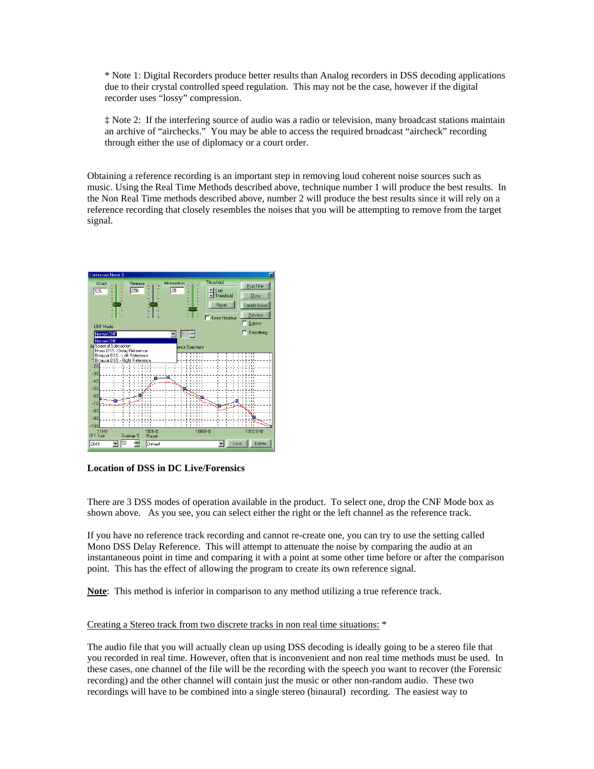* Note 1: Digital Recorders produce better results than Analog recorders in DSS decoding applications due to their crystal controlled speed regulation. This may not be the case, however if the digital recorder uses "lossy" compression.

‡ Note 2: If the interfering source of audio was a radio or television, many broadcast stations maintain an archive of "airchecks." You may be able to access the required broadcast "aircheck" recording through either the use of diplomacy or a court order.

Obtaining a reference recording is an important step in removing loud coherent noise sources such as music. Using the Real Time Methods described above, technique number 1 will produce the best results. In the Non Real Time methods described above, number 2 will produce the best results since it will rely on a reference recording that closely resembles the noises that you will be attempting to remove from the target signal.

**Location of DSS in DC Live/Forensics**

There are 3 DSS modes of operation available in the product. To select one, drop the CNF Mode box as shown above. As you see, you can select either the right or the left channel as the reference track.

If you have no reference track recording and cannot re-create one, you can try to use the setting called Mono DSS Delay Reference. This will attempt to attenuate the noise by comparing the audio at an instantaneous point in time and comparing it with a point at some other time before or after the comparison point. This has the effect of allowing the program to create its own reference signal.

**Note**: This method is inferior in comparison to any method utilizing a true reference track.

Creating a Stereo track from two discrete tracks in non real time situations: *

The audio file that you will actually clean up using DSS decoding is ideally going to be a stereo file that you recorded in real time. However, often that is inconvenient and non real time methods must be used. In these cases, one channel of the file will be the recording with the speech you want to recover (the Forensic recording) and the other channel will contain just the music or other non-random audio. These two recordings will have to be combined into a single stereo (binaural) recording. The easiest way to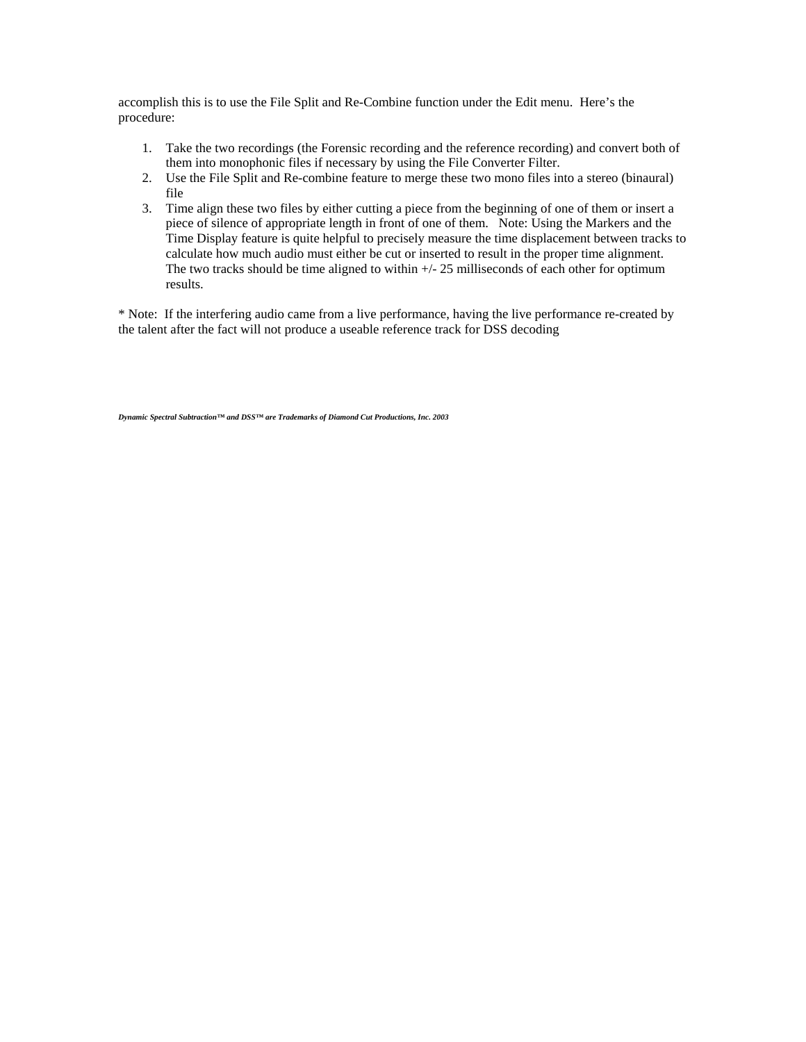accomplish this is to use the File Split and Re-Combine function under the Edit menu.  Here's the procedure:

1. Take the two recordings (the Forensic recording and the reference recording) and convert both of them into monophonic files if necessary by using the File Converter Filter.
2. Use the File Split and Re-combine feature to merge these two mono files into a stereo (binaural) file
3. Time align these two files by either cutting a piece from the beginning of one of them or insert a piece of silence of appropriate length in front of one of them.   Note: Using the Markers and the Time Display feature is quite helpful to precisely measure the time displacement between tracks to calculate how much audio must either be cut or inserted to result in the proper time alignment. The two tracks should be time aligned to within +/- 25 milliseconds of each other for optimum results.

* Note:  If the interfering audio came from a live performance, having the live performance re-created by the talent after the fact will not produce a useable reference track for DSS decoding

***Dynamic Spectral Subtraction™ and DSS™ are Trademarks of Diamond Cut Productions, Inc. 2003***